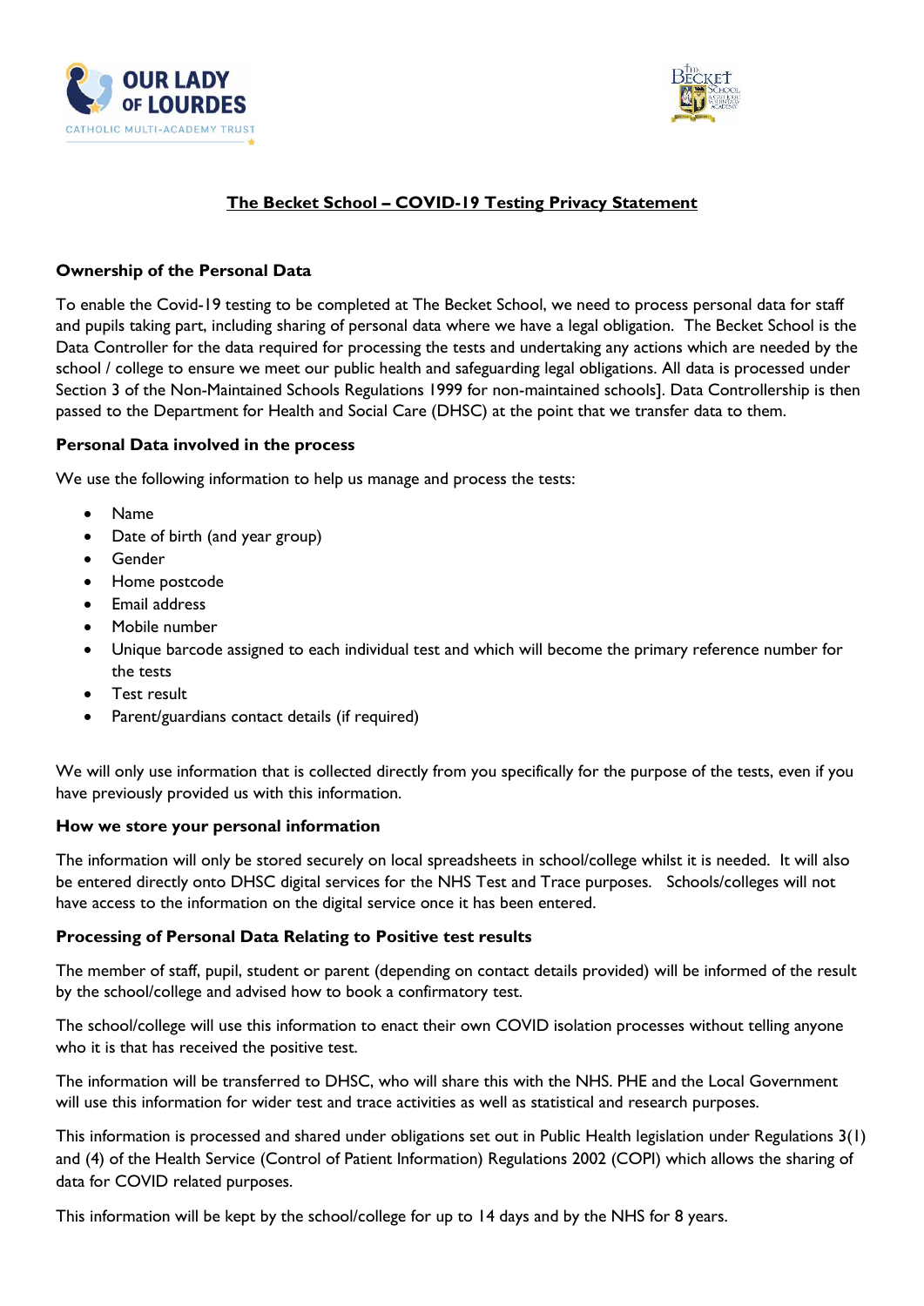# The Becket School – COVID-19 Testing Privacy Statement

### Ownership of the Personal Data

To enable the Covid-19 testing to be completed at The Becket School, we need to process personal data for staff and pupils taking part, including sharing of personal data where we have a legal obligation. The Becket School is the Data Controller for the data required for processing the tests and undertaking any actions which are needed by the school / college to ensure we meet our public health and safeguarding legal obligations. All data is processed under Section 3 of the Non-Maintained Schools Regulations 1999 for non-maintained schools]. Data Controllership is then passed to the Department for Health and Social Care (DHSC) at the point that we transfer data to them.

### Personal Data involved in the process

We use the following information to help us manage and process the tests:

- Name
- Date of birth (and year group)
- Gender
- Home postcode
- Email address
- Mobile number
- Unique barcode assigned to each individual test and which will become the primary reference number for the tests
- Test result
- Parent/guardians contact details (if required)

We will only use information that is collected directly from you specifically for the purpose of the tests, even if you have previously provided us with this information.

### How we store your personal information

The information will only be stored securely on local spreadsheets in school/college whilst it is needed. It will also be entered directly onto DHSC digital services for the NHS Test and Trace purposes. Schools/colleges will not have access to the information on the digital service once it has been entered.

### Processing of Personal Data Relating to Positive test results

The member of staff, pupil, student or parent (depending on contact details provided) will be informed of the result by the school/college and advised how to book a confirmatory test.

The school/college will use this information to enact their own COVID isolation processes without telling anyone who it is that has received the positive test.

The information will be transferred to DHSC, who will share this with the NHS. PHE and the Local Government will use this information for wider test and trace activities as well as statistical and research purposes.

This information is processed and shared under obligations set out in Public Health legislation under Regulations 3(1) and (4) of the Health Service (Control of Patient Information) Regulations 2002 (COPI) which allows the sharing of data for COVID related purposes.

This information will be kept by the school/college for up to 14 days and by the NHS for 8 years.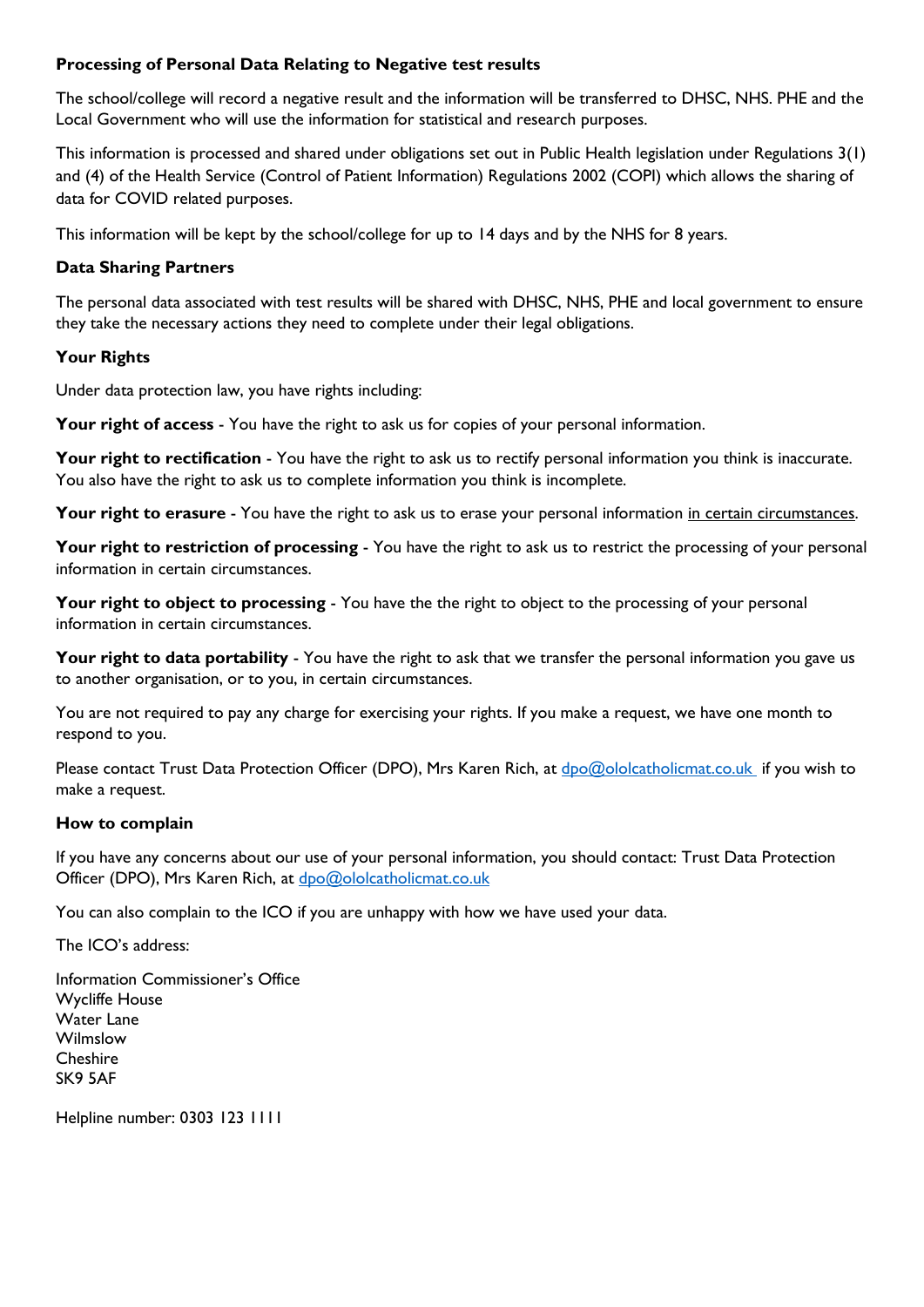### Processing of Personal Data Relating to Negative test results

The school/college will record a negative result and the information will be transferred to DHSC, NHS. PHE and the Local Government who will use the information for statistical and research purposes.

This information is processed and shared under obligations set out in Public Health legislation under Regulations 3(1) and (4) of the Health Service (Control of Patient Information) Regulations 2002 (COPI) which allows the sharing of data for COVID related purposes.

This information will be kept by the school/college for up to 14 days and by the NHS for 8 years.

### Data Sharing Partners

The personal data associated with test results will be shared with DHSC, NHS, PHE and local government to ensure they take the necessary actions they need to complete under their legal obligations.

### Your Rights

Under data protection law, you have rights including:

**Your right of access** - You have the right to ask us for copies of your personal information.

**Your right to rectification** - You have the right to ask us to rectify personal information you think is inaccurate. You also have the right to ask us to complete information you think is incomplete.

**Your right to erasure** - You have the right to ask us to erase your personal information in certain circumstances.

**Your right to restriction of processing** - You have the right to ask us to restrict the processing of your personal information in certain circumstances.

**Your right to object to processing** - You have the the right to object to the processing of your personal information in certain circumstances.

**Your right to data portability** - You have the right to ask that we transfer the personal information you gave us to another organisation, or to you, in certain circumstances.

You are not required to pay any charge for exercising your rights. If you make a request, we have one month to respond to you.

Please contact Trust Data Protection Officer (DPO), Mrs Karen Rich, at dpo@ololcatholicmat.co.uk if you wish to make a request.

### How to complain

If you have any concerns about our use of your personal information, you should contact: Trust Data Protection Officer (DPO), Mrs Karen Rich, at dpo@ololcatholicmat.co.uk

You can also complain to the ICO if you are unhappy with how we have used your data.

The ICO's address:

Information Commissioner's Office
Wycliffe House
Water Lane
Wilmslow
Cheshire
SK9 5AF

Helpline number: 0303 123 1111